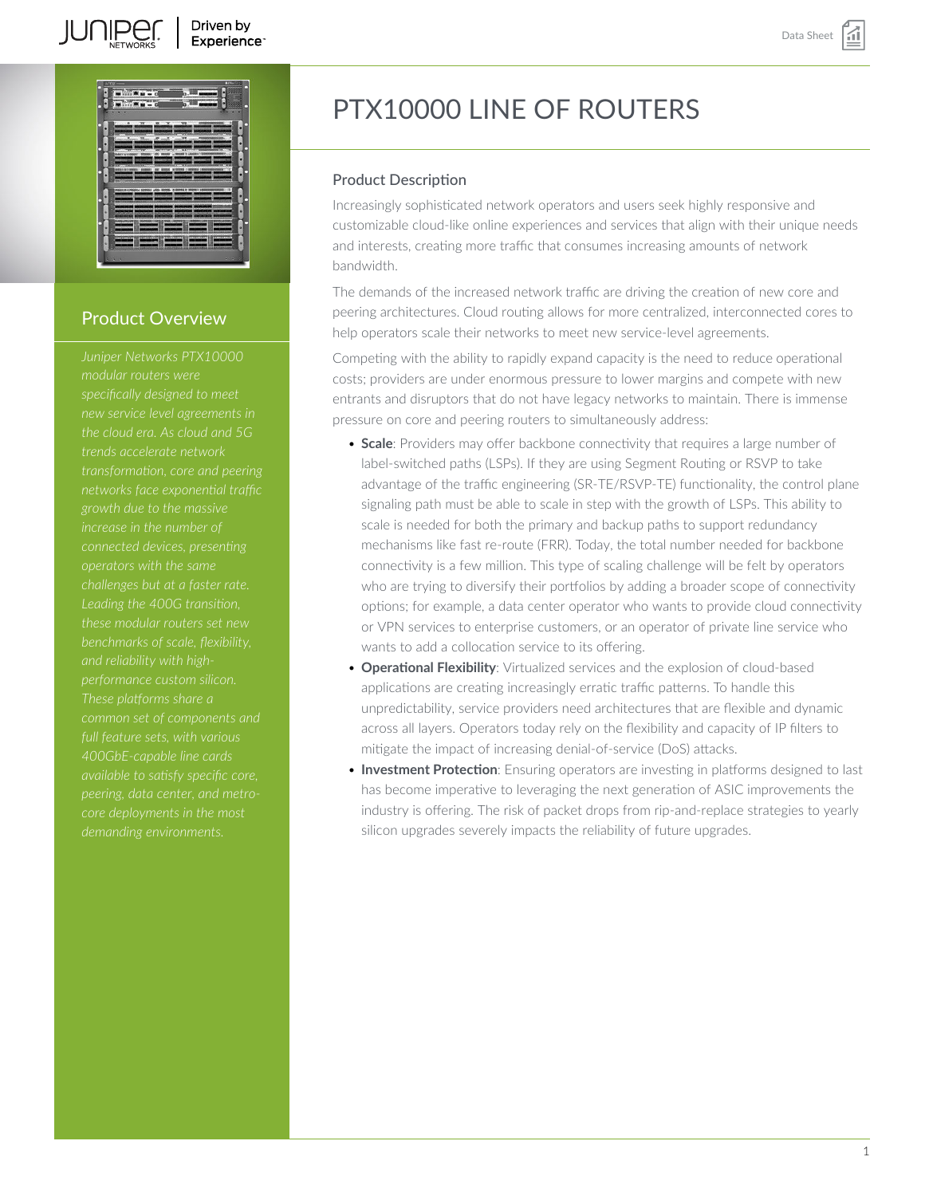# PTX10000 LINE OF ROUTERS

## Product Overview

*Juniper Networks PTX10000 modular routers were specifically designed to meet new service level agreements in the cloud era. As cloud and 5G trends accelerate network transformation, core and peering networks face exponential traffic growth due to the massive increase in the number of connected devices, presenting operators with the same challenges but at a faster rate. Leading the 400G transition, these modular routers set new benchmarks of scale, flexibility, and reliability with high-performance custom silicon. These platforms share a common set of components and full feature sets, with various 400GbE-capable line cards available to satisfy specific core, peering, data center, and metro-core deployments in the most demanding environments.*

## Product Description

Increasingly sophisticated network operators and users seek highly responsive and customizable cloud-like online experiences and services that align with their unique needs and interests, creating more traffic that consumes increasing amounts of network bandwidth.

The demands of the increased network traffic are driving the creation of new core and peering architectures. Cloud routing allows for more centralized, interconnected cores to help operators scale their networks to meet new service-level agreements.

Competing with the ability to rapidly expand capacity is the need to reduce operational costs; providers are under enormous pressure to lower margins and compete with new entrants and disruptors that do not have legacy networks to maintain. There is immense pressure on core and peering routers to simultaneously address:

- **Scale**: Providers may offer backbone connectivity that requires a large number of label-switched paths (LSPs). If they are using Segment Routing or RSVP to take advantage of the traffic engineering (SR-TE/RSVP-TE) functionality, the control plane signaling path must be able to scale in step with the growth of LSPs. This ability to scale is needed for both the primary and backup paths to support redundancy mechanisms like fast re-route (FRR). Today, the total number needed for backbone connectivity is a few million. This type of scaling challenge will be felt by operators who are trying to diversify their portfolios by adding a broader scope of connectivity options; for example, a data center operator who wants to provide cloud connectivity or VPN services to enterprise customers, or an operator of private line service who wants to add a collocation service to its offering.
- **Operational Flexibility**: Virtualized services and the explosion of cloud-based applications are creating increasingly erratic traffic patterns. To handle this unpredictability, service providers need architectures that are flexible and dynamic across all layers. Operators today rely on the flexibility and capacity of IP filters to mitigate the impact of increasing denial-of-service (DoS) attacks.
- **Investment Protection**: Ensuring operators are investing in platforms designed to last has become imperative to leveraging the next generation of ASIC improvements the industry is offering. The risk of packet drops from rip-and-replace strategies to yearly silicon upgrades severely impacts the reliability of future upgrades.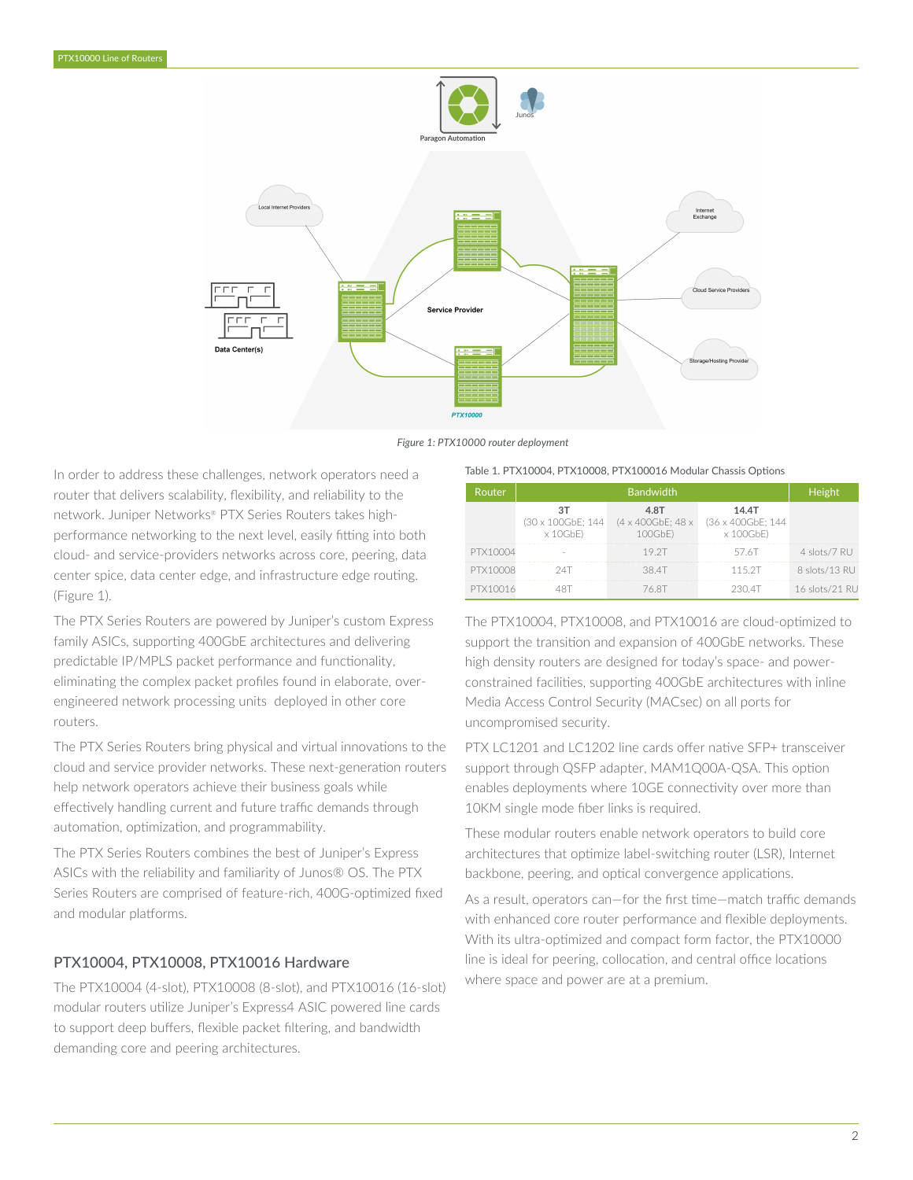*Figure 1: PTX10000 router deployment*

In order to address these challenges, network operators need a router that delivers scalability, flexibility, and reliability to the network. Juniper Networks® PTX Series Routers takes high-performance networking to the next level, easily fitting into both cloud- and service-providers networks across core, peering, data center spice, data center edge, and infrastructure edge routing. (Figure 1).

The PTX Series Routers are powered by Juniper's custom Express family ASICs, supporting 400GbE architectures and delivering predictable IP/MPLS packet performance and functionality, eliminating the complex packet profiles found in elaborate, over-engineered network processing units deployed in other core routers.

The PTX Series Routers bring physical and virtual innovations to the cloud and service provider networks. These next-generation routers help network operators achieve their business goals while effectively handling current and future traffic demands through automation, optimization, and programmability.

The PTX Series Routers combines the best of Juniper's Express ASICs with the reliability and familiarity of Junos® OS. The PTX Series Routers are comprised of feature-rich, 400G-optimized fixed and modular platforms.

## PTX10004, PTX10008, PTX10016 Hardware

The PTX10004 (4-slot), PTX10008 (8-slot), and PTX10016 (16-slot) modular routers utilize Juniper's Express4 ASIC powered line cards to support deep buffers, flexible packet filtering, and bandwidth demanding core and peering architectures.

Table 1. PTX10004, PTX10008, PTX100016 Modular Chassis Options

| Router | Bandwidth | | | Height |
|---|---|---|---|---|
| | **3T** (30 x 100GbE; 144 x 10GbE) | **4.8T** (4 x 400GbE; 48 x 100GbE) | **14.4T** (36 x 400GbE; 144 x 100GbE) | |
| PTX10004 | - | 19.2T | 57.6T | 4 slots/7 RU |
| PTX10008 | 24T | 38.4T | 115.2T | 8 slots/13 RU |
| PTX10016 | 48T | 76.8T | 230.4T | 16 slots/21 RU |

The PTX10004, PTX10008, and PTX10016 are cloud-optimized to support the transition and expansion of 400GbE networks. These high density routers are designed for today's space- and power-constrained facilities, supporting 400GbE architectures with inline Media Access Control Security (MACsec) on all ports for uncompromised security.

PTX LC1201 and LC1202 line cards offer native SFP+ transceiver support through QSFP adapter, MAM1Q00A-QSA. This option enables deployments where 10GE connectivity over more than 10KM single mode fiber links is required.

These modular routers enable network operators to build core architectures that optimize label-switching router (LSR), Internet backbone, peering, and optical convergence applications.

As a result, operators can—for the first time—match traffic demands with enhanced core router performance and flexible deployments. With its ultra-optimized and compact form factor, the PTX10000 line is ideal for peering, collocation, and central office locations where space and power are at a premium.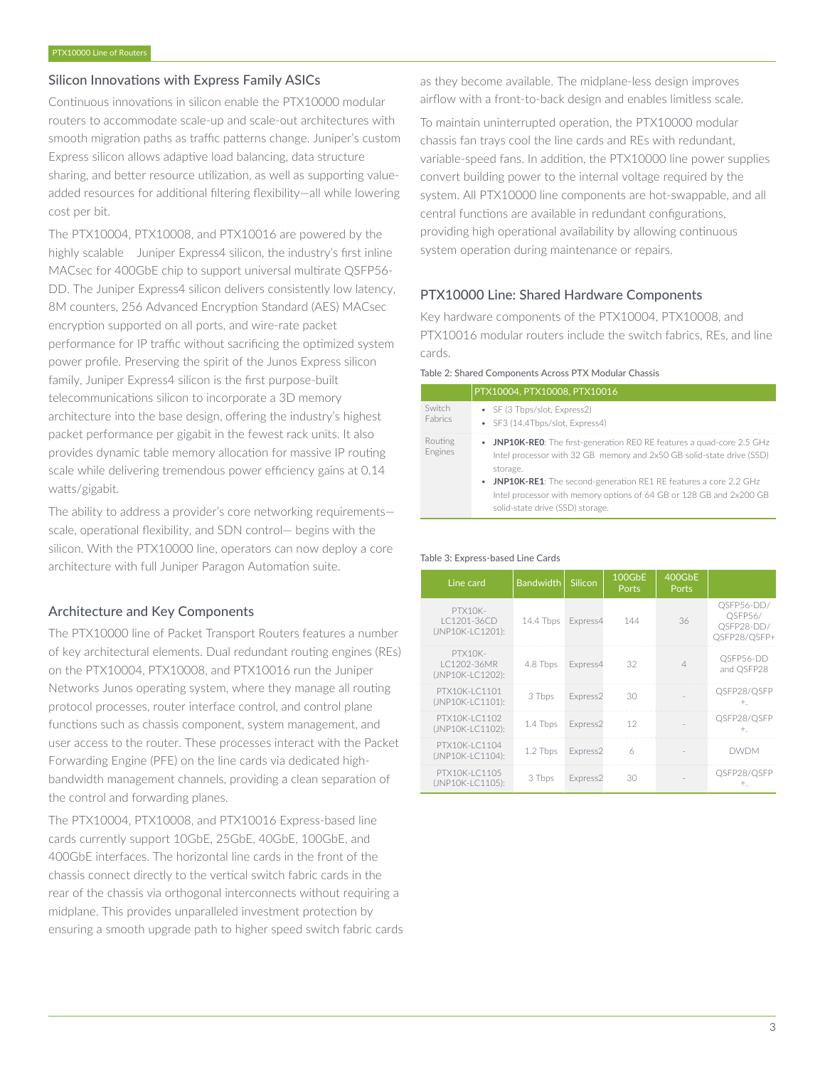## Silicon Innovations with Express Family ASICs

Continuous innovations in silicon enable the PTX10000 modular routers to accommodate scale-up and scale-out architectures with smooth migration paths as traffic patterns change. Juniper's custom Express silicon allows adaptive load balancing, data structure sharing, and better resource utilization, as well as supporting value-added resources for additional filtering flexibility—all while lowering cost per bit.

The PTX10004, PTX10008, and PTX10016 are powered by the highly scalable Juniper Express4 silicon, the industry's first inline MACsec for 400GbE chip to support universal multirate QSFP56-DD. The Juniper Express4 silicon delivers consistently low latency, 8M counters, 256 Advanced Encryption Standard (AES) MACsec encryption supported on all ports, and wire-rate packet performance for IP traffic without sacrificing the optimized system power profile. Preserving the spirit of the Junos Express silicon family, Juniper Express4 silicon is the first purpose-built telecommunications silicon to incorporate a 3D memory architecture into the base design, offering the industry's highest packet performance per gigabit in the fewest rack units. It also provides dynamic table memory allocation for massive IP routing scale while delivering tremendous power efficiency gains at 0.14 watts/gigabit.

The ability to address a provider's core networking requirements—scale, operational flexibility, and SDN control— begins with the silicon. With the PTX10000 line, operators can now deploy a core architecture with full Juniper Paragon Automation suite.

## Architecture and Key Components

The PTX10000 line of Packet Transport Routers features a number of key architectural elements. Dual redundant routing engines (REs) on the PTX10004, PTX10008, and PTX10016 run the Juniper Networks Junos operating system, where they manage all routing protocol processes, router interface control, and control plane functions such as chassis component, system management, and user access to the router. These processes interact with the Packet Forwarding Engine (PFE) on the line cards via dedicated high-bandwidth management channels, providing a clean separation of the control and forwarding planes.

The PTX10004, PTX10008, and PTX10016 Express-based line cards currently support 10GbE, 25GbE, 40GbE, 100GbE, and 400GbE interfaces. The horizontal line cards in the front of the chassis connect directly to the vertical switch fabric cards in the rear of the chassis via orthogonal interconnects without requiring a midplane. This provides unparalleled investment protection by ensuring a smooth upgrade path to higher speed switch fabric cards as they become available. The midplane-less design improves airflow with a front-to-back design and enables limitless scale.

To maintain uninterrupted operation, the PTX10000 modular chassis fan trays cool the line cards and REs with redundant, variable-speed fans. In addition, the PTX10000 line power supplies convert building power to the internal voltage required by the system. All PTX10000 line components are hot-swappable, and all central functions are available in redundant configurations, providing high operational availability by allowing continuous system operation during maintenance or repairs.

## PTX10000 Line: Shared Hardware Components

Key hardware components of the PTX10004, PTX10008, and PTX10016 modular routers include the switch fabrics, REs, and line cards.

Table 2: Shared Components Across PTX Modular Chassis

| | PTX10004, PTX10008, PTX10016 |
|---|---|
| Switch Fabrics | • SF (3 Tbps/slot, Express2)<br>• SF3 (14.4Tbps/slot, Express4) |
| Routing Engines | • **JNP10K-RE0**: The first-generation RE0 RE features a quad-core 2.5 GHz Intel processor with 32 GB memory and 2x50 GB solid-state drive (SSD) storage.<br>• **JNP10K-RE1**: The second-generation RE1 RE features a core 2.2 GHz Intel processor with memory options of 64 GB or 128 GB and 2x200 GB solid-state drive (SSD) storage. |

Table 3: Express-based Line Cards

| Line card | Bandwidth | Silicon | 100GbE Ports | 400GbE Ports | |
|---|---|---|---|---|---|
| PTX10K-LC1201-36CD (JNP10K-LC1201): | 14.4 Tbps | Express4 | 144 | 36 | QSFP56-DD/ QSFP56/ QSFP28-DD/ QSFP28/QSFP+ |
| PTX10K-LC1202-36MR (JNP10K-LC1202): | 4.8 Tbps | Express4 | 32 | 4 | QSFP56-DD and QSFP28 |
| PTX10K-LC1101 (JNP10K-LC1101): | 3 Tbps | Express2 | 30 | - | QSFP28/QSFP+. |
| PTX10K-LC1102 (JNP10K-LC1102): | 1.4 Tbps | Express2 | 12 | - | QSFP28/QSFP+. |
| PTX10K-LC1104 (JNP10K-LC1104): | 1.2 Tbps | Express2 | 6 | - | DWDM |
| PTX10K-LC1105 (JNP10K-LC1105): | 3 Tbps | Express2 | 30 | - | QSFP28/QSFP+. |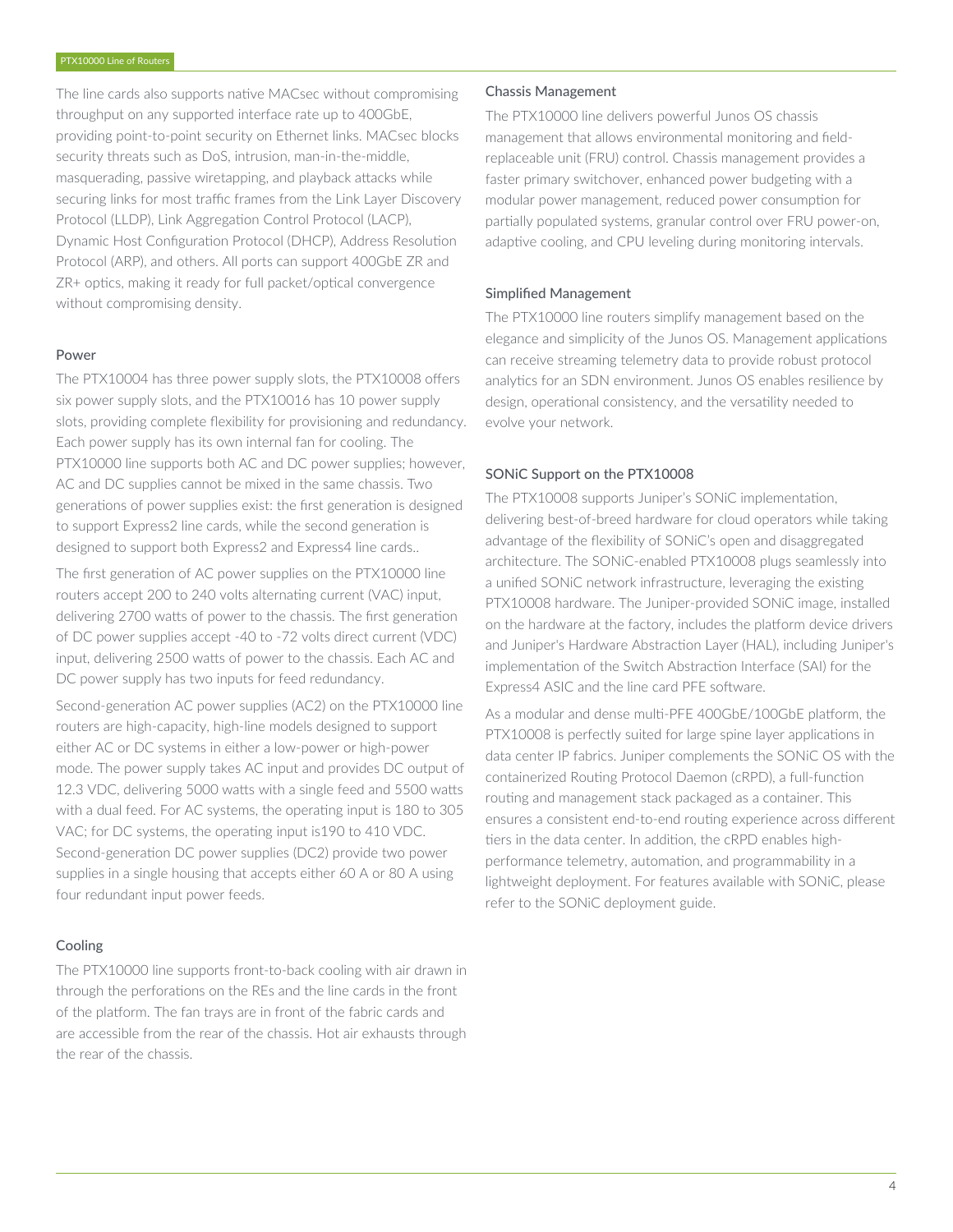The line cards also supports native MACsec without compromising throughput on any supported interface rate up to 400GbE, providing point-to-point security on Ethernet links. MACsec blocks security threats such as DoS, intrusion, man-in-the-middle, masquerading, passive wiretapping, and playback attacks while securing links for most traffic frames from the Link Layer Discovery Protocol (LLDP), Link Aggregation Control Protocol (LACP), Dynamic Host Configuration Protocol (DHCP), Address Resolution Protocol (ARP), and others. All ports can support 400GbE ZR and ZR+ optics, making it ready for full packet/optical convergence without compromising density.

### Power

The PTX10004 has three power supply slots, the PTX10008 offers six power supply slots, and the PTX10016 has 10 power supply slots, providing complete flexibility for provisioning and redundancy. Each power supply has its own internal fan for cooling. The PTX10000 line supports both AC and DC power supplies; however, AC and DC supplies cannot be mixed in the same chassis. Two generations of power supplies exist: the first generation is designed to support Express2 line cards, while the second generation is designed to support both Express2 and Express4 line cards..

The first generation of AC power supplies on the PTX10000 line routers accept 200 to 240 volts alternating current (VAC) input, delivering 2700 watts of power to the chassis. The first generation of DC power supplies accept -40 to -72 volts direct current (VDC) input, delivering 2500 watts of power to the chassis. Each AC and DC power supply has two inputs for feed redundancy.

Second-generation AC power supplies (AC2) on the PTX10000 line routers are high-capacity, high-line models designed to support either AC or DC systems in either a low-power or high-power mode. The power supply takes AC input and provides DC output of 12.3 VDC, delivering 5000 watts with a single feed and 5500 watts with a dual feed. For AC systems, the operating input is 180 to 305 VAC; for DC systems, the operating input is190 to 410 VDC. Second-generation DC power supplies (DC2) provide two power supplies in a single housing that accepts either 60 A or 80 A using four redundant input power feeds.

### Cooling

The PTX10000 line supports front-to-back cooling with air drawn in through the perforations on the REs and the line cards in the front of the platform. The fan trays are in front of the fabric cards and are accessible from the rear of the chassis. Hot air exhausts through the rear of the chassis.

### Chassis Management

The PTX10000 line delivers powerful Junos OS chassis management that allows environmental monitoring and field-replaceable unit (FRU) control. Chassis management provides a faster primary switchover, enhanced power budgeting with a modular power management, reduced power consumption for partially populated systems, granular control over FRU power-on, adaptive cooling, and CPU leveling during monitoring intervals.

### Simplified Management

The PTX10000 line routers simplify management based on the elegance and simplicity of the Junos OS. Management applications can receive streaming telemetry data to provide robust protocol analytics for an SDN environment. Junos OS enables resilience by design, operational consistency, and the versatility needed to evolve your network.

### SONiC Support on the PTX10008

The PTX10008 supports Juniper's SONiC implementation, delivering best-of-breed hardware for cloud operators while taking advantage of the flexibility of SONiC's open and disaggregated architecture. The SONiC-enabled PTX10008 plugs seamlessly into a unified SONiC network infrastructure, leveraging the existing PTX10008 hardware. The Juniper-provided SONiC image, installed on the hardware at the factory, includes the platform device drivers and Juniper's Hardware Abstraction Layer (HAL), including Juniper's implementation of the Switch Abstraction Interface (SAI) for the Express4 ASIC and the line card PFE software.

As a modular and dense multi-PFE 400GbE/100GbE platform, the PTX10008 is perfectly suited for large spine layer applications in data center IP fabrics. Juniper complements the SONiC OS with the containerized Routing Protocol Daemon (cRPD), a full-function routing and management stack packaged as a container. This ensures a consistent end-to-end routing experience across different tiers in the data center. In addition, the cRPD enables high-performance telemetry, automation, and programmability in a lightweight deployment. For features available with SONiC, please refer to the SONiC deployment guide.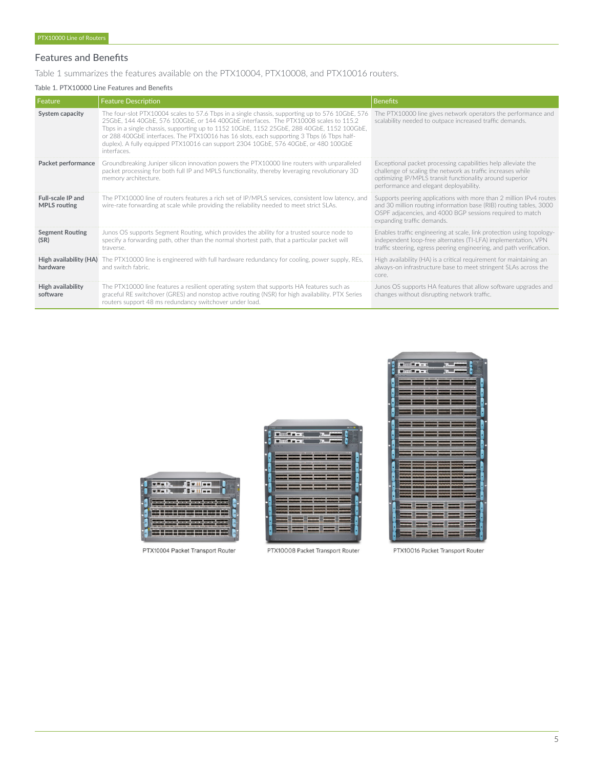## Features and Benefits

Table 1 summarizes the features available on the PTX10004, PTX10008, and PTX10016 routers.

Table 1. PTX10000 Line Features and Benefits

| Feature | Feature Description | Benefits |
|---|---|---|
| **System capacity** | The four-slot PTX10004 scales to 57.6 Tbps in a single chassis, supporting up to 576 10GbE, 576 25GbE, 144 40GbE, 576 100GbE, or 144 400GbE interfaces. The PTX10008 scales to 115.2 Tbps in a single chassis, supporting up to 1152 10GbE, 1152 25GbE, 288 40GbE, 1152 100GbE, or 288 400GbE interfaces. The PTX10016 has 16 slots, each supporting 3 Tbps (6 Tbps half-duplex). A fully equipped PTX10016 can support 2304 10GbE, 576 40GbE, or 480 100GbE interfaces. | The PTX10000 line gives network operators the performance and scalability needed to outpace increased traffic demands. |
| **Packet performance** | Groundbreaking Juniper silicon innovation powers the PTX10000 line routers with unparalleled packet processing for both full IP and MPLS functionality, thereby leveraging revolutionary 3D memory architecture. | Exceptional packet processing capabilities help alleviate the challenge of scaling the network as traffic increases while optimizing IP/MPLS transit functionality around superior performance and elegant deployability. |
| **Full-scale IP and MPLS routing** | The PTX10000 line of routers features a rich set of IP/MPLS services, consistent low latency, and wire-rate forwarding at scale while providing the reliability needed to meet strict SLAs. | Supports peering applications with more than 2 million IPv4 routes and 30 million routing information base (RIB) routing tables, 3000 OSPF adjacencies, and 4000 BGP sessions required to match expanding traffic demands. |
| **Segment Routing (SR)** | Junos OS supports Segment Routing, which provides the ability for a trusted source node to specify a forwarding path, other than the normal shortest path, that a particular packet will traverse. | Enables traffic engineering at scale, link protection using topology-independent loop-free alternates (TI-LFA) implementation, VPN traffic steering, egress peering engineering, and path verification. |
| **High availability (HA) hardware** | The PTX10000 line is engineered with full hardware redundancy for cooling, power supply, REs, and switch fabric. | High availability (HA) is a critical requirement for maintaining an always-on infrastructure base to meet stringent SLAs across the core. |
| **High availability software** | The PTX10000 line features a resilient operating system that supports HA features such as graceful RE switchover (GRES) and nonstop active routing (NSR) for high availability. PTX Series routers support 48 ms redundancy switchover under load. | Junos OS supports HA features that allow software upgrades and changes without disrupting network traffic. |

PTX10004 Packet Transport Router

PTX10008 Packet Transport Router

PTX10016 Packet Transport Router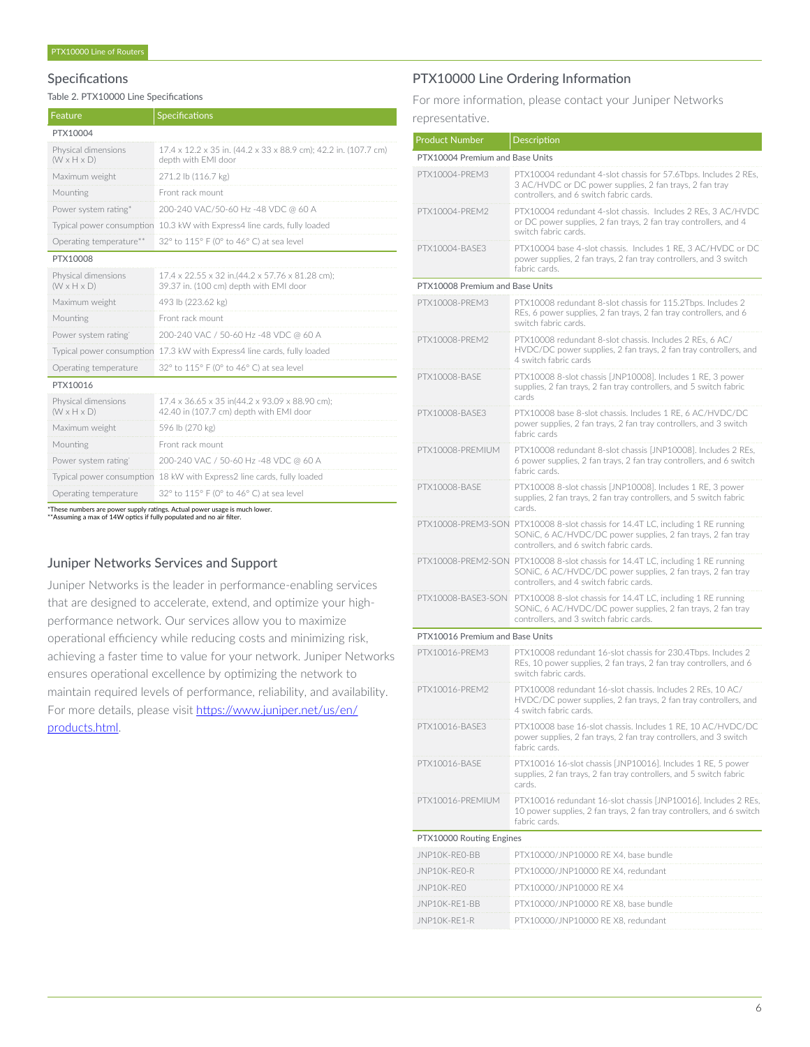## Specifications

Table 2. PTX10000 Line Specifications

| Feature | Specifications |
|---|---|
| **PTX10004** | |
| Physical dimensions (W x H x D) | 17.4 x 12.2 x 35 in. (44.2 x 33 x 88.9 cm); 42.2 in. (107.7 cm) depth with EMI door |
| Maximum weight | 271.2 lb (116.7 kg) |
| Mounting | Front rack mount |
| Power system rating* | 200-240 VAC/50-60 Hz -48 VDC @ 60 A |
| Typical power consumption | 10.3 kW with Express4 line cards, fully loaded |
| Operating temperature** | 32° to 115° F (0° to 46° C) at sea level |
| **PTX10008** | |
| Physical dimensions (W x H x D) | 17.4 x 22.55 x 32 in.(44.2 x 57.76 x 81.28 cm); 39.37 in. (100 cm) depth with EMI door |
| Maximum weight | 493 lb (223.62 kg) |
| Mounting | Front rack mount |
| Power system rating* | 200-240 VAC / 50-60 Hz -48 VDC @ 60 A |
| Typical power consumption | 17.3 kW with Express4 line cards, fully loaded |
| Operating temperature | 32° to 115° F (0° to 46° C) at sea level |
| **PTX10016** | |
| Physical dimensions (W x H x D) | 17.4 x 36.65 x 35 in(44.2 x 93.09 x 88.90 cm); 42.40 in (107.7 cm) depth with EMI door |
| Maximum weight | 596 lb (270 kg) |
| Mounting | Front rack mount |
| Power system rating* | 200-240 VAC / 50-60 Hz -48 VDC @ 60 A |
| Typical power consumption | 18 kW with Express2 line cards, fully loaded |
| Operating temperature | 32° to 115° F (0° to 46° C) at sea level |

*These numbers are power supply ratings. Actual power usage is much lower.
**Assuming a max of 14W optics if fully populated and no air filter.

## Juniper Networks Services and Support

Juniper Networks is the leader in performance-enabling services that are designed to accelerate, extend, and optimize your high-performance network. Our services allow you to maximize operational efficiency while reducing costs and minimizing risk, achieving a faster time to value for your network. Juniper Networks ensures operational excellence by optimizing the network to maintain required levels of performance, reliability, and availability. For more details, please visit [https://www.juniper.net/us/en/products.html](https://www.juniper.net/us/en/products.html).

## PTX10000 Line Ordering Information

For more information, please contact your Juniper Networks representative.

| Product Number | Description |
|---|---|
| **PTX10004 Premium and Base Units** | |
| PTX10004-PREM3 | PTX10004 redundant 4-slot chassis for 57.6Tbps. Includes 2 REs, 3 AC/HVDC or DC power supplies, 2 fan trays, 2 fan tray controllers, and 6 switch fabric cards. |
| PTX10004-PREM2 | PTX10004 redundant 4-slot chassis. Includes 2 REs, 3 AC/HVDC or DC power supplies, 2 fan trays, 2 fan tray controllers, and 4 switch fabric cards. |
| PTX10004-BASE3 | PTX10004 base 4-slot chassis. Includes 1 RE, 3 AC/HVDC or DC power supplies, 2 fan trays, 2 fan tray controllers, and 3 switch fabric cards. |
| **PTX10008 Premium and Base Units** | |
| PTX10008-PREM3 | PTX10008 redundant 8-slot chassis for 115.2Tbps. Includes 2 REs, 6 power supplies, 2 fan trays, 2 fan tray controllers, and 6 switch fabric cards. |
| PTX10008-PREM2 | PTX10008 redundant 8-slot chassis. Includes 2 REs, 6 AC/HVDC/DC power supplies, 2 fan trays, 2 fan tray controllers, and 4 switch fabric cards |
| PTX10008-BASE | PTX10008 8-slot chassis [JNP10008]. Includes 1 RE, 3 power supplies, 2 fan trays, 2 fan tray controllers, and 5 switch fabric cards |
| PTX10008-BASE3 | PTX10008 base 8-slot chassis. Includes 1 RE, 6 AC/HVDC/DC power supplies, 2 fan trays, 2 fan tray controllers, and 3 switch fabric cards |
| PTX10008-PREMIUM | PTX10008 redundant 8-slot chassis [JNP10008]. Includes 2 REs, 6 power supplies, 2 fan trays, 2 fan tray controllers, and 6 switch fabric cards. |
| PTX10008-BASE | PTX10008 8-slot chassis [JNP10008]. Includes 1 RE, 3 power supplies, 2 fan trays, 2 fan tray controllers, and 5 switch fabric cards. |
| PTX10008-PREM3-SON | PTX10008 8-slot chassis for 14.4T LC, including 1 RE running SONiC, 6 AC/HVDC/DC power supplies, 2 fan trays, 2 fan tray controllers, and 6 switch fabric cards. |
| PTX10008-PREM2-SON | PTX10008 8-slot chassis for 14.4T LC, including 1 RE running SONiC, 6 AC/HVDC/DC power supplies, 2 fan trays, 2 fan tray controllers, and 4 switch fabric cards. |
| PTX10008-BASE3-SON | PTX10008 8-slot chassis for 14.4T LC, including 1 RE running SONiC, 6 AC/HVDC/DC power supplies, 2 fan trays, 2 fan tray controllers, and 3 switch fabric cards. |
| **PTX10016 Premium and Base Units** | |
| PTX10016-PREM3 | PTX10008 redundant 16-slot chassis for 230.4Tbps. Includes 2 REs, 10 power supplies, 2 fan trays, 2 fan tray controllers, and 6 switch fabric cards. |
| PTX10016-PREM2 | PTX10008 redundant 16-slot chassis. Includes 2 REs, 10 AC/HVDC/DC power supplies, 2 fan trays, 2 fan tray controllers, and 4 switch fabric cards. |
| PTX10016-BASE3 | PTX10008 base 16-slot chassis. Includes 1 RE, 10 AC/HVDC/DC power supplies, 2 fan trays, 2 fan tray controllers, and 3 switch fabric cards. |
| PTX10016-BASE | PTX10016 16-slot chassis [JNP10016]. Includes 1 RE, 5 power supplies, 2 fan trays, 2 fan tray controllers, and 5 switch fabric cards. |
| PTX10016-PREMIUM | PTX10016 redundant 16-slot chassis [JNP10016]. Includes 2 REs, 10 power supplies, 2 fan trays, 2 fan tray controllers, and 6 switch fabric cards. |
| **PTX10000 Routing Engines** | |
| JNP10K-RE0-BB | PTX10000/JNP10000 RE X4, base bundle |
| JNP10K-RE0-R | PTX10000/JNP10000 RE X4, redundant |
| JNP10K-RE0 | PTX10000/JNP10000 RE X4 |
| JNP10K-RE1-BB | PTX10000/JNP10000 RE X8, base bundle |
| JNP10K-RE1-R | PTX10000/JNP10000 RE X8, redundant |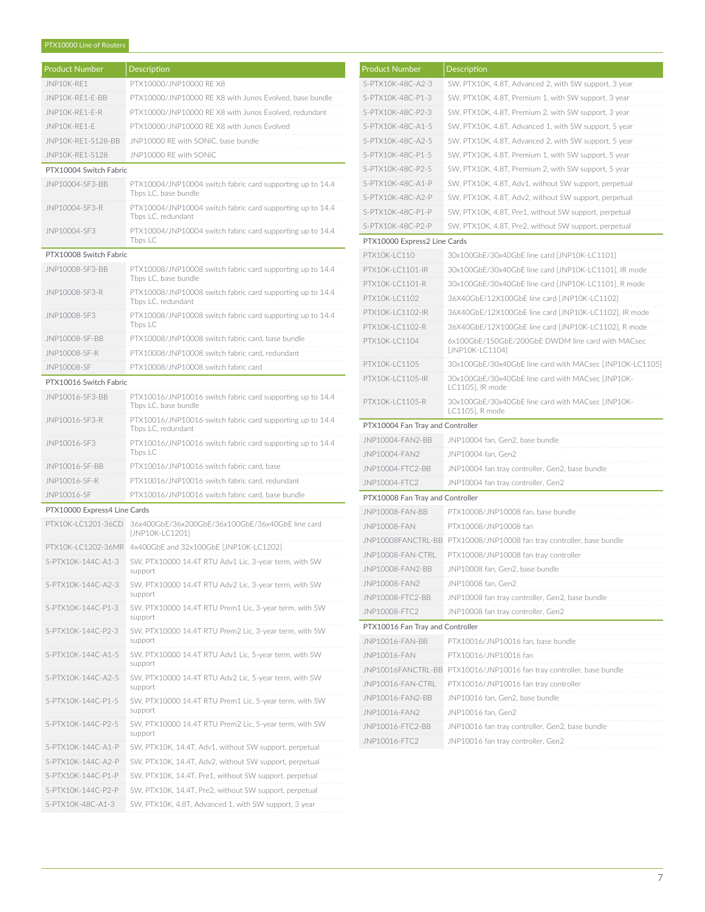| Product Number | Description |
|---|---|
| JNP10K-RE1 | PTX10000/JNP10000 RE X8 |
| JNP10K-RE1-E-BB | PTX10000/JNP10000 RE X8 with Junos Evolved, base bundle |
| JNP10K-RE1-E-R | PTX10000/JNP10000 RE X8 with Junos Evolved, redundant |
| JNP10K-RE1-E | PTX10000/JNP10000 RE X8 with Junos Evolved |
| JNP10K-RE1-S128-BB | JNP10000 RE with SONiC, base bundle |
| JNP10K-RE1-S128 | JNP10000 RE with SONiC |
| **PTX10004 Switch Fabric** | |
| JNP10004-SF3-BB | PTX10004/JNP10004 switch fabric card supporting up to 14.4 Tbps LC, base bundle |
| JNP10004-SF3-R | PTX10004/JNP10004 switch fabric card supporting up to 14.4 Tbps LC, redundant |
| JNP10004-SF3 | PTX10004/JNP10004 switch fabric card supporting up to 14.4 Tbps LC |
| **PTX10008 Switch Fabric** | |
| JNP10008-SF3-BB | PTX10008/JNP10008 switch fabric card supporting up to 14.4 Tbps LC, base bundle |
| JNP10008-SF3-R | PTX10008/JNP10008 switch fabric card supporting up to 14.4 Tbps LC, redundant |
| JNP10008-SF3 | PTX10008/JNP10008 switch fabric card supporting up to 14.4 Tbps LC |
| JNP10008-SF-BB | PTX10008/JNP10008 switch fabric card, base bundle |
| JNP10008-SF-R | PTX10008/JNP10008 switch fabric card, redundant |
| JNP10008-SF | PTX10008/JNP10008 switch fabric card |
| **PTX10016 Switch Fabric** | |
| JNP10016-SF3-BB | PTX10016/JNP10016 switch fabric card supporting up to 14.4 Tbps LC, base bundle |
| JNP10016-SF3-R | PTX10016/JNP10016 switch fabric card supporting up to 14.4 Tbps LC, redundant |
| JNP10016-SF3 | PTX10016/JNP10016 switch fabric card supporting up to 14.4 Tbps LC |
| JNP10016-SF-BB | PTX10016/JNP10016 switch fabric card, base |
| JNP10016-SF-R | PTX10016/JNP10016 switch fabric card, redundant |
| JNP10016-SF | PTX10016/JNP10016 switch fabric card, base bundle |
| **PTX10000 Express4 Line Cards** | |
| PTX10K-LC1201-36CD | 36x400GbE/36x200GbE/36x100GbE/36x40GbE line card [JNP10K-LC1201] |
| PTX10K-LC1202-36MR | 4x400GbE and 32x100GbE [JNP10K-LC1202] |
| S-PTX10K-144C-A1-3 | SW, PTX10000 14.4T RTU Adv1 Lic, 3-year term, with SW support |
| S-PTX10K-144C-A2-3 | SW, PTX10000 14.4T RTU Adv2 Lic, 3-year term, with SW support |
| S-PTX10K-144C-P1-3 | SW, PTX10000 14.4T RTU Prem1 Lic, 3-year term, with SW support |
| S-PTX10K-144C-P2-3 | SW, PTX10000 14.4T RTU Prem2 Lic, 3-year term, with SW support |
| S-PTX10K-144C-A1-5 | SW, PTX10000 14.4T RTU Adv1 Lic, 5-year term, with SW support |
| S-PTX10K-144C-A2-5 | SW, PTX10000 14.4T RTU Adv2 Lic, 5-year term, with SW support |
| S-PTX10K-144C-P1-5 | SW, PTX10000 14.4T RTU Prem1 Lic, 5-year term, with SW support |
| S-PTX10K-144C-P2-5 | SW, PTX10000 14.4T RTU Prem2 Lic, 5-year term, with SW support |
| S-PTX10K-144C-A1-P | SW, PTX10K, 14.4T, Adv1, without SW support, perpetual |
| S-PTX10K-144C-A2-P | SW, PTX10K, 14.4T, Adv2, without SW support, perpetual |
| S-PTX10K-144C-P1-P | SW, PTX10K, 14.4T, Pre1, without SW support, perpetual |
| S-PTX10K-144C-P2-P | SW, PTX10K, 14.4T, Pre2, without SW support, perpetual |
| S-PTX10K-48C-A1-3 | SW, PTX10K, 4.8T, Advanced 1, with SW support, 3 year |
| S-PTX10K-48C-A2-3 | SW, PTX10K, 4.8T, Advanced 2, with SW support, 3 year |
| S-PTX10K-48C-P1-3 | SW, PTX10K, 4.8T, Premium 1, with SW support, 3 year |
| S-PTX10K-48C-P2-3 | SW, PTX10K, 4.8T, Premium 2, with SW support, 3 year |
| S-PTX10K-48C-A1-5 | SW, PTX10K, 4.8T, Advanced 1, with SW support, 5 year |
| S-PTX10K-48C-A2-5 | SW, PTX10K, 4.8T, Advanced 2, with SW support, 5 year |
| S-PTX10K-48C-P1-5 | SW, PTX10K, 4.8T, Premium 1, with SW support, 5 year |
| S-PTX10K-48C-P2-5 | SW, PTX10K, 4.8T, Premium 2, with SW support, 5 year |
| S-PTX10K-48C-A1-P | SW, PTX10K, 4.8T, Adv1, without SW support, perpetual |
| S-PTX10K-48C-A2-P | SW, PTX10K, 4.8T, Adv2, without SW support, perpetual |
| S-PTX10K-48C-P1-P | SW, PTX10K, 4.8T, Pre1, without SW support, perpetual |
| S-PTX10K-48C-P2-P | SW, PTX10K, 4.8T, Pre2, without SW support, perpetual |
| **PTX10000 Express2 Line Cards** | |
| PTX10K-LC110 | 30x100GbE/30x40GbE line card [JNP10K-LC1101] |
| PTX10K-LC1101-IR | 30x100GbE/30x40GbE line card [JNP10K-LC1101], IR mode |
| PTX10K-LC1101-R | 30x100GbE/30x40GbE line card [JNP10K-LC1101], R mode |
| PTX10K-LC1102 | 36X40GbE/12X100GbE line card [JNP10K-LC1102] |
| PTX10K-LC1102-IR | 36X40GbE/12X100GbE line card [JNP10K-LC1102], IR mode |
| PTX10K-LC1102-R | 36X40GbE/12X100GbE line card [JNP10K-LC1102], R mode |
| PTX10K-LC1104 | 6x100GbE/150GbE/200GbE DWDM line card with MACsec [JNP10K-LC1104] |
| PTX10K-LC1105 | 30x100GbE/30x40GbE line card with MACsec [JNP10K-LC1105] |
| PTX10K-LC1105-IR | 30x100GbE/30x40GbE line card with MACsec [JNP10K-LC1105], IR mode |
| PTX10K-LC1105-R | 30x100GbE/30x40GbE line card with MACsec [JNP10K-LC1105], R mode |
| **PTX10004 Fan Tray and Controller** | |
| JNP10004-FAN2-BB | JNP10004 fan, Gen2, base bundle |
| JNP10004-FAN2 | JNP10004 fan, Gen2 |
| JNP10004-FTC2-BB | JNP10004 fan tray controller, Gen2, base bundle |
| JNP10004-FTC2 | JNP10004 fan tray controller, Gen2 |
| **PTX10008 Fan Tray and Controller** | |
| JNP10008-FAN-BB | PTX10008/JNP10008 fan, base bundle |
| JNP10008-FAN | PTX10008/JNP10008 fan |
| JNP10008FANCTRL-BB | PTX10008/JNP10008 fan tray controller, base bundle |
| JNP10008-FAN-CTRL | PTX10008/JNP10008 fan tray controller |
| JNP10008-FAN2-BB | JNP10008 fan, Gen2, base bundle |
| JNP10008-FAN2 | JNP10008 fan, Gen2 |
| JNP10008-FTC2-BB | JNP10008 fan tray controller, Gen2, base bundle |
| JNP10008-FTC2 | JNP10008 fan tray controller, Gen2 |
| **PTX10016 Fan Tray and Controller** | |
| JNP10016-FAN-BB | PTX10016/JNP10016 fan, base bundle |
| JNP10016-FAN | PTX10016/JNP10016 fan |
| JNP10016FANCTRL-BB | PTX10016/JNP10016 fan tray controller, base bundle |
| JNP10016-FAN-CTRL | PTX10016/JNP10016 fan tray controller |
| JNP10016-FAN2-BB | JNP10016 fan, Gen2, base bundle |
| JNP10016-FAN2 | JNP10016 fan, Gen2 |
| JNP10016-FTC2-BB | JNP10016 fan tray controller, Gen2, base bundle |
| JNP10016-FTC2 | JNP10016 fan tray controller, Gen2 |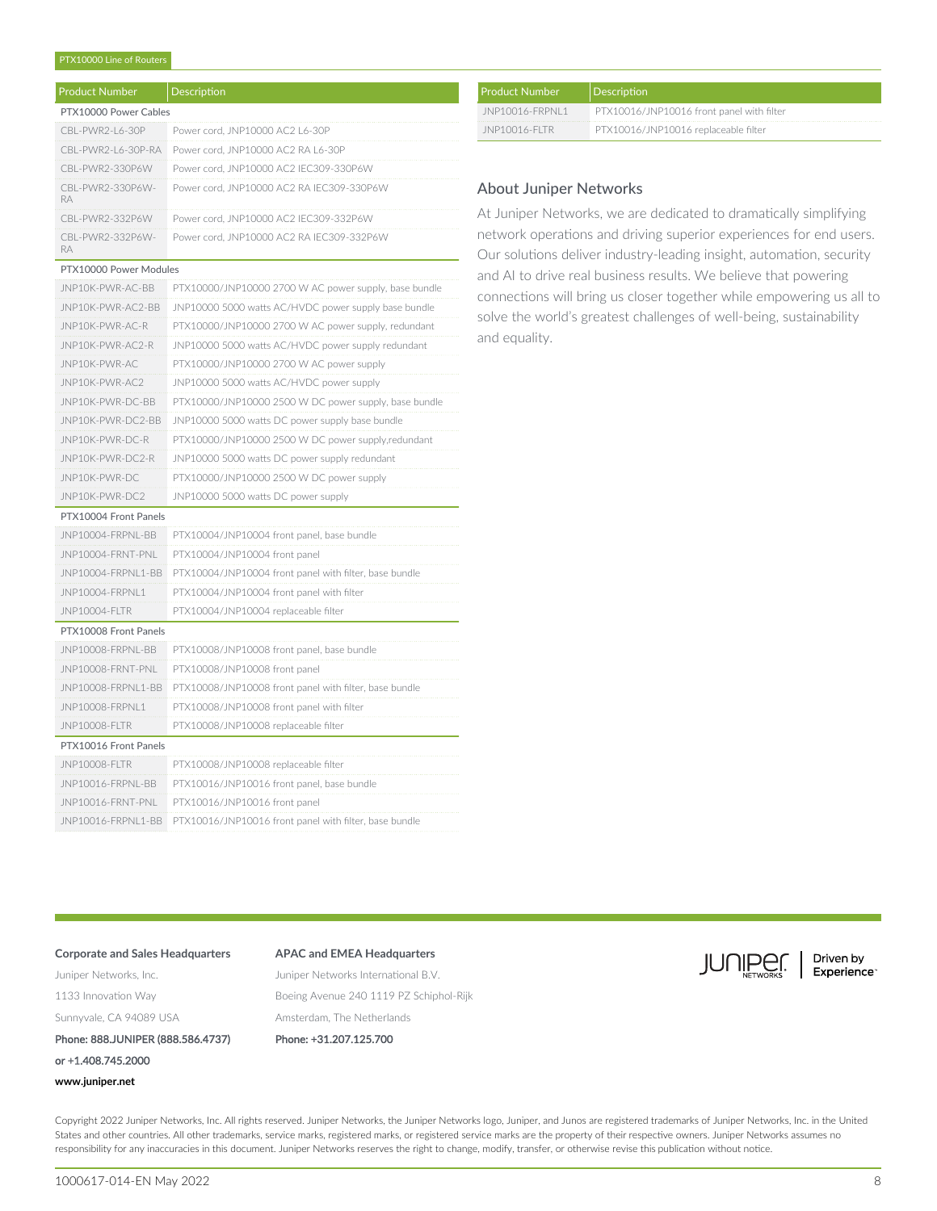| Product Number | Description |
| --- | --- |
| **PTX10000 Power Cables** | |
| CBL-PWR2-L6-30P | Power cord, JNP10000 AC2 L6-30P |
| CBL-PWR2-L6-30P-RA | Power cord, JNP10000 AC2 RA L6-30P |
| CBL-PWR2-330P6W | Power cord, JNP10000 AC2 IEC309-330P6W |
| CBL-PWR2-330P6W-RA | Power cord, JNP10000 AC2 RA IEC309-330P6W |
| CBL-PWR2-332P6W | Power cord, JNP10000 AC2 IEC309-332P6W |
| CBL-PWR2-332P6W-RA | Power cord, JNP10000 AC2 RA IEC309-332P6W |
| **PTX10000 Power Modules** | |
| JNP10K-PWR-AC-BB | PTX10000/JNP10000 2700 W AC power supply, base bundle |
| JNP10K-PWR-AC2-BB | JNP10000 5000 watts AC/HVDC power supply base bundle |
| JNP10K-PWR-AC-R | PTX10000/JNP10000 2700 W AC power supply, redundant |
| JNP10K-PWR-AC2-R | JNP10000 5000 watts AC/HVDC power supply redundant |
| JNP10K-PWR-AC | PTX10000/JNP10000 2700 W AC power supply |
| JNP10K-PWR-AC2 | JNP10000 5000 watts AC/HVDC power supply |
| JNP10K-PWR-DC-BB | PTX10000/JNP10000 2500 W DC power supply, base bundle |
| JNP10K-PWR-DC2-BB | JNP10000 5000 watts DC power supply base bundle |
| JNP10K-PWR-DC-R | PTX10000/JNP10000 2500 W DC power supply,redundant |
| JNP10K-PWR-DC2-R | JNP10000 5000 watts DC power supply redundant |
| JNP10K-PWR-DC | PTX10000/JNP10000 2500 W DC power supply |
| JNP10K-PWR-DC2 | JNP10000 5000 watts DC power supply |
| **PTX10004 Front Panels** | |
| JNP10004-FRPNL-BB | PTX10004/JNP10004 front panel, base bundle |
| JNP10004-FRNT-PNL | PTX10004/JNP10004 front panel |
| JNP10004-FRPNL1-BB | PTX10004/JNP10004 front panel with filter, base bundle |
| JNP10004-FRPNL1 | PTX10004/JNP10004 front panel with filter |
| JNP10004-FLTR | PTX10004/JNP10004 replaceable filter |
| **PTX10008 Front Panels** | |
| JNP10008-FRPNL-BB | PTX10008/JNP10008 front panel, base bundle |
| JNP10008-FRNT-PNL | PTX10008/JNP10008 front panel |
| JNP10008-FRPNL1-BB | PTX10008/JNP10008 front panel with filter, base bundle |
| JNP10008-FRPNL1 | PTX10008/JNP10008 front panel with filter |
| JNP10008-FLTR | PTX10008/JNP10008 replaceable filter |
| **PTX10016 Front Panels** | |
| JNP10008-FLTR | PTX10008/JNP10008 replaceable filter |
| JNP10016-FRPNL-BB | PTX10016/JNP10016 front panel, base bundle |
| JNP10016-FRNT-PNL | PTX10016/JNP10016 front panel |
| JNP10016-FRPNL1-BB | PTX10016/JNP10016 front panel with filter, base bundle |
| JNP10016-FRPNL1 | PTX10016/JNP10016 front panel with filter |
| JNP10016-FLTR | PTX10016/JNP10016 replaceable filter |

## About Juniper Networks

At Juniper Networks, we are dedicated to dramatically simplifying network operations and driving superior experiences for end users. Our solutions deliver industry-leading insight, automation, security and AI to drive real business results. We believe that powering connections will bring us closer together while empowering us all to solve the world's greatest challenges of well-being, sustainability and equality.

**Corporate and Sales Headquarters**

Juniper Networks, Inc.

1133 Innovation Way

Sunnyvale, CA 94089 USA

**Phone: 888.JUNIPER (888.586.4737)**

**or +1.408.745.2000**

**www.juniper.net**

**APAC and EMEA Headquarters**

Juniper Networks International B.V.

Boeing Avenue 240 1119 PZ Schiphol-Rijk

Amsterdam, The Netherlands

**Phone: +31.207.125.700**

Juniper Networks | Driven by Experience

Copyright 2022 Juniper Networks, Inc. All rights reserved. Juniper Networks, the Juniper Networks logo, Juniper, and Junos are registered trademarks of Juniper Networks, Inc. in the United States and other countries. All other trademarks, service marks, registered marks, or registered service marks are the property of their respective owners. Juniper Networks assumes no responsibility for any inaccuracies in this document. Juniper Networks reserves the right to change, modify, transfer, or otherwise revise this publication without notice.

1000617-014-EN May 2022